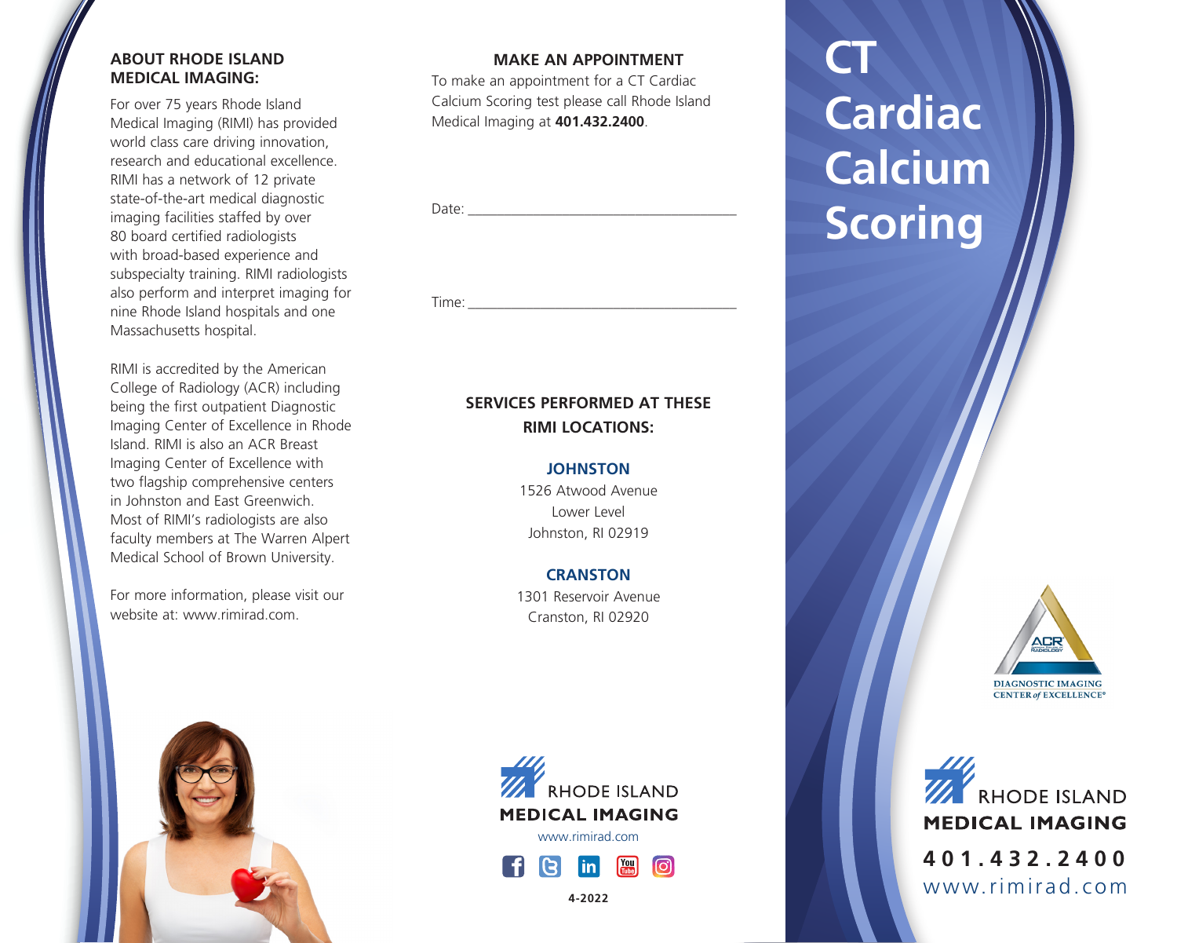## ABOUT RHODE ISLAND MEDICAL IMAGING:

For over 75 years Rhode Island Medical Imaging (RIMI) has provided world class care driving innovation, research and educational excellence. RIMI has a network of 12 private state-of-the-art medical diagnostic imaging facilities staffed by over 80 board certified radiologists with broad-based experience and subspecialty training. RIMI radiologists also perform and interpret imaging for nine Rhode Island hospitals and one Massachusetts hospital.

RIMI is accredited by the American College of Radiology (ACR) including being the first outpatient Diagnostic Imaging Center of Excellence in Rhode Island. RIMI is also an ACR Breast Imaging Center of Excellence with two flagship comprehensive centers in Johnston and East Greenwich. Most of RIMI's radiologists are also faculty members at The Warren Alpert Medical School of Brown University.

For more information, please visit our website at: www.rimirad.com.

## MAKE AN APPOINTMENT

To make an appointment for a CT Cardiac Calcium Scoring test please call Rhode Island Medical Imaging at **401.432.2400**.

Date: ___________________________________

Time: ___________________________________

## SERVICES PERFORMED AT THESE RIMI LOCATIONS:

**JOHNSTON**
1526 Atwood Avenue
Lower Level
Johnston, RI 02919

**CRANSTON**
1301 Reservoir Avenue
Cranston, RI 02920

RHODE ISLAND
MEDICAL IMAGING
www.rimirad.com

4-2022

# CT Cardiac Calcium Scoring

DIAGNOSTIC IMAGING CENTER *of* EXCELLENCE®

RHODE ISLAND
MEDICAL IMAGING
401.432.2400
www.rimirad.com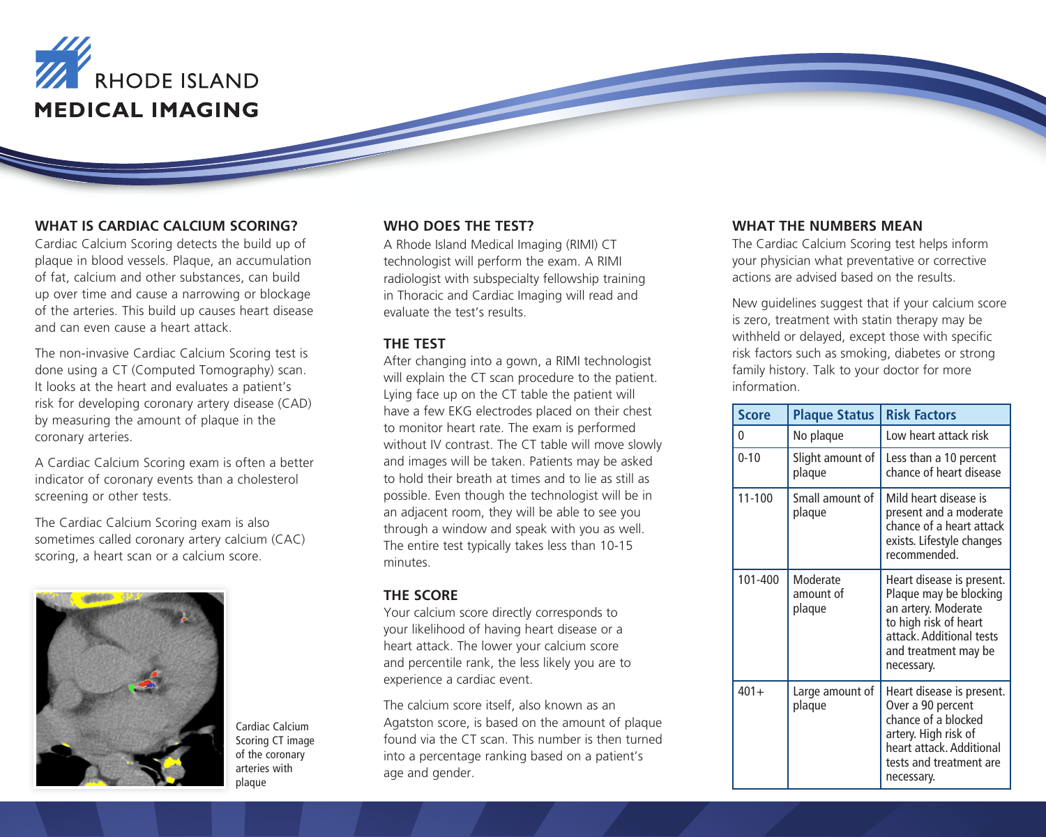RHODE ISLAND
MEDICAL IMAGING

## WHAT IS CARDIAC CALCIUM SCORING?

Cardiac Calcium Scoring detects the build up of plaque in blood vessels. Plaque, an accumulation of fat, calcium and other substances, can build up over time and cause a narrowing or blockage of the arteries. This build up causes heart disease and can even cause a heart attack.

The non-invasive Cardiac Calcium Scoring test is done using a CT (Computed Tomography) scan. It looks at the heart and evaluates a patient's risk for developing coronary artery disease (CAD) by measuring the amount of plaque in the coronary arteries.

A Cardiac Calcium Scoring exam is often a better indicator of coronary events than a cholesterol screening or other tests.

The Cardiac Calcium Scoring exam is also sometimes called coronary artery calcium (CAC) scoring, a heart scan or a calcium score.

Cardiac Calcium Scoring CT image of the coronary arteries with plaque

## WHO DOES THE TEST?

A Rhode Island Medical Imaging (RIMI) CT technologist will perform the exam. A RIMI radiologist with subspecialty fellowship training in Thoracic and Cardiac Imaging will read and evaluate the test's results.

## THE TEST

After changing into a gown, a RIMI technologist will explain the CT scan procedure to the patient. Lying face up on the CT table the patient will have a few EKG electrodes placed on their chest to monitor heart rate. The exam is performed without IV contrast. The CT table will move slowly and images will be taken. Patients may be asked to hold their breath at times and to lie as still as possible. Even though the technologist will be in an adjacent room, they will be able to see you through a window and speak with you as well. The entire test typically takes less than 10-15 minutes.

## THE SCORE

Your calcium score directly corresponds to your likelihood of having heart disease or a heart attack. The lower your calcium score and percentile rank, the less likely you are to experience a cardiac event.

The calcium score itself, also known as an Agatston score, is based on the amount of plaque found via the CT scan. This number is then turned into a percentage ranking based on a patient's age and gender.

## WHAT THE NUMBERS MEAN

The Cardiac Calcium Scoring test helps inform your physician what preventative or corrective actions are advised based on the results.

New guidelines suggest that if your calcium score is zero, treatment with statin therapy may be withheld or delayed, except those with specific risk factors such as smoking, diabetes or strong family history. Talk to your doctor for more information.

| Score | Plaque Status | Risk Factors |
|---|---|---|
| 0 | No plaque | Low heart attack risk |
| 0-10 | Slight amount of plaque | Less than a 10 percent chance of heart disease |
| 11-100 | Small amount of plaque | Mild heart disease is present and a moderate chance of a heart attack exists. Lifestyle changes recommended. |
| 101-400 | Moderate amount of plaque | Heart disease is present. Plaque may be blocking an artery. Moderate to high risk of heart attack. Additional tests and treatment may be necessary. |
| 401+ | Large amount of plaque | Heart disease is present. Over a 90 percent chance of a blocked artery. High risk of heart attack. Additional tests and treatment are necessary. |